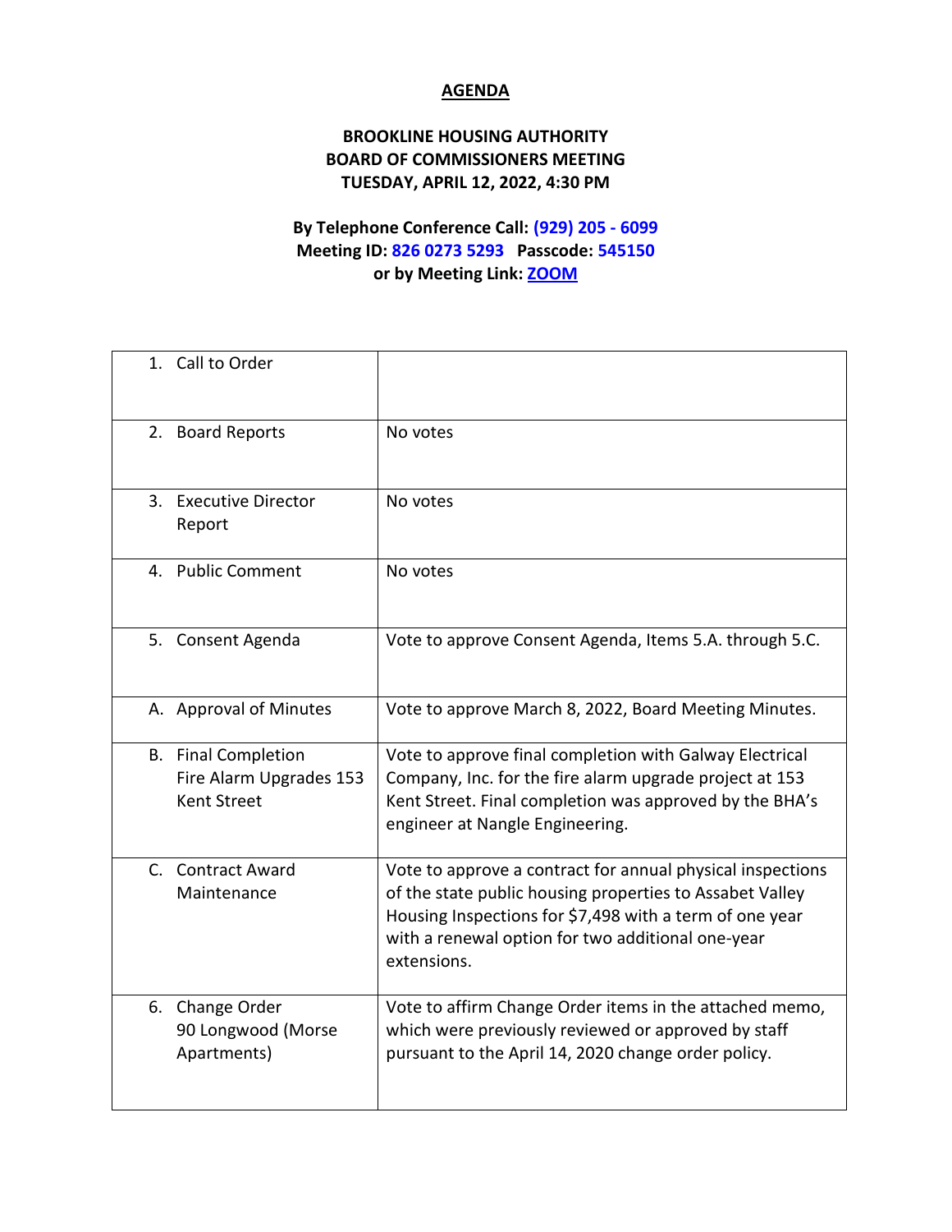# AGENDA

## BROOKLINE HOUSING AUTHORITY
## BOARD OF COMMISSIONERS MEETING
## TUESDAY, APRIL 12, 2022, 4:30 PM

**By Telephone Conference Call: (929) 205 - 6099**
**Meeting ID: 826 0273 5293 Passcode: 545150**
**or by Meeting Link: ZOOM**

| | |
|---|---|
| 1. Call to Order | |
| 2. Board Reports | No votes |
| 3. Executive Director Report | No votes |
| 4. Public Comment | No votes |
| 5. Consent Agenda | Vote to approve Consent Agenda, Items 5.A. through 5.C. |
| A. Approval of Minutes | Vote to approve March 8, 2022, Board Meeting Minutes. |
| B. Final Completion Fire Alarm Upgrades 153 Kent Street | Vote to approve final completion with Galway Electrical Company, Inc. for the fire alarm upgrade project at 153 Kent Street. Final completion was approved by the BHA's engineer at Nangle Engineering. |
| C. Contract Award Maintenance | Vote to approve a contract for annual physical inspections of the state public housing properties to Assabet Valley Housing Inspections for $7,498 with a term of one year with a renewal option for two additional one-year extensions. |
| 6. Change Order 90 Longwood (Morse Apartments) | Vote to affirm Change Order items in the attached memo, which were previously reviewed or approved by staff pursuant to the April 14, 2020 change order policy. |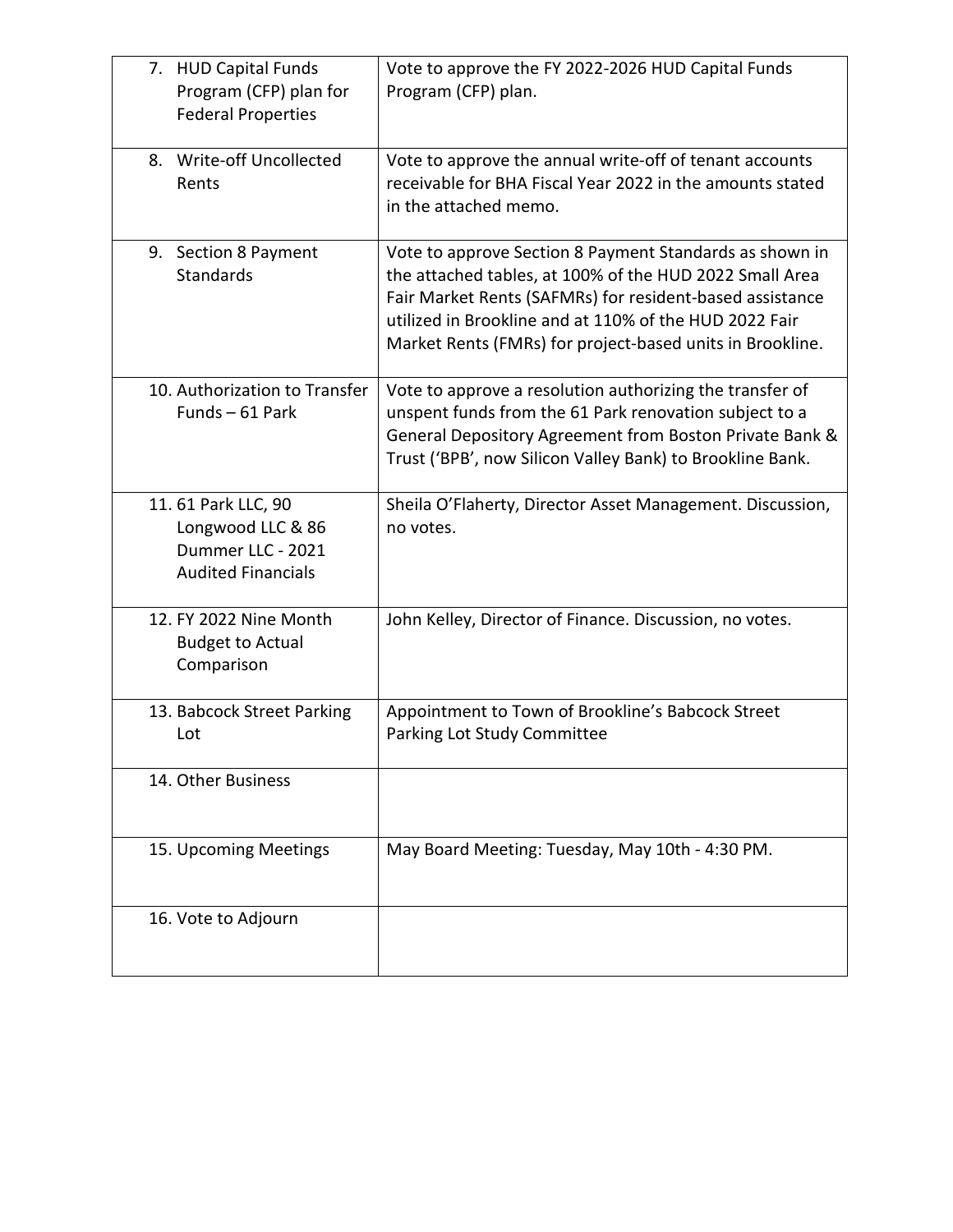| | |
|---|---|
| 7. HUD Capital Funds Program (CFP) plan for Federal Properties | Vote to approve the FY 2022-2026 HUD Capital Funds Program (CFP) plan. |
| 8. Write-off Uncollected Rents | Vote to approve the annual write-off of tenant accounts receivable for BHA Fiscal Year 2022 in the amounts stated in the attached memo. |
| 9. Section 8 Payment Standards | Vote to approve Section 8 Payment Standards as shown in the attached tables, at 100% of the HUD 2022 Small Area Fair Market Rents (SAFMRs) for resident-based assistance utilized in Brookline and at 110% of the HUD 2022 Fair Market Rents (FMRs) for project-based units in Brookline. |
| 10. Authorization to Transfer Funds – 61 Park | Vote to approve a resolution authorizing the transfer of unspent funds from the 61 Park renovation subject to a General Depository Agreement from Boston Private Bank & Trust ('BPB', now Silicon Valley Bank) to Brookline Bank. |
| 11. 61 Park LLC, 90 Longwood LLC & 86 Dummer LLC - 2021 Audited Financials | Sheila O'Flaherty, Director Asset Management. Discussion, no votes. |
| 12. FY 2022 Nine Month Budget to Actual Comparison | John Kelley, Director of Finance. Discussion, no votes. |
| 13. Babcock Street Parking Lot | Appointment to Town of Brookline's Babcock Street Parking Lot Study Committee |
| 14. Other Business | |
| 15. Upcoming Meetings | May Board Meeting: Tuesday, May 10th - 4:30 PM. |
| 16. Vote to Adjourn | |